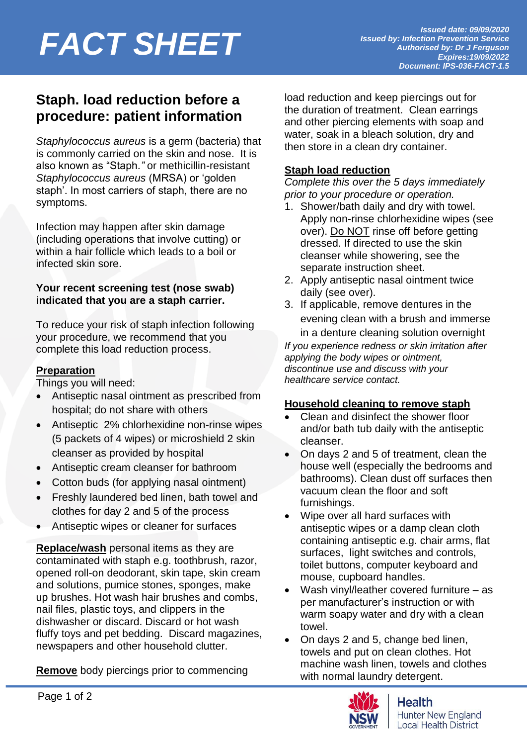# FACT SHEET

*Issued date: 09/09/2020*
*Issued by: Infection Prevention Service*
*Authorised by: Dr J Ferguson*
*Expires:19/09/2022*
*Document: IPS-036-FACT-1.5*

## Staph. load reduction before a procedure: patient information

*Staphylococcus aureus* is a germ (bacteria) that is commonly carried on the skin and nose. It is also known as "Staph.*"* or methicillin-resistant *Staphylococcus aureus* (MRSA) or 'golden staph'. In most carriers of staph, there are no symptoms.

Infection may happen after skin damage (including operations that involve cutting) or within a hair follicle which leads to a boil or infected skin sore.

**Your recent screening test (nose swab) indicated that you are a staph carrier.**

To reduce your risk of staph infection following your procedure, we recommend that you complete this load reduction process.

**Preparation**

Things you will need:

- Antiseptic nasal ointment as prescribed from hospital; do not share with others
- Antiseptic 2% chlorhexidine non-rinse wipes (5 packets of 4 wipes) or microshield 2 skin cleanser as provided by hospital
- Antiseptic cream cleanser for bathroom
- Cotton buds (for applying nasal ointment)
- Freshly laundered bed linen, bath towel and clothes for day 2 and 5 of the process
- Antiseptic wipes or cleaner for surfaces

**Replace/wash** personal items as they are contaminated with staph e.g. toothbrush, razor, opened roll-on deodorant, skin tape, skin cream and solutions, pumice stones, sponges, make up brushes. Hot wash hair brushes and combs, nail files, plastic toys, and clippers in the dishwasher or discard. Discard or hot wash fluffy toys and pet bedding. Discard magazines, newspapers and other household clutter.

**Remove** body piercings prior to commencing load reduction and keep piercings out for the duration of treatment. Clean earrings and other piercing elements with soap and water, soak in a bleach solution, dry and then store in a clean dry container.

**Staph load reduction**

*Complete this over the 5 days immediately prior to your procedure or operation.*

1. Shower/bath daily and dry with towel. Apply non-rinse chlorhexidine wipes (see over). Do NOT rinse off before getting dressed. If directed to use the skin cleanser while showering, see the separate instruction sheet.
2. Apply antiseptic nasal ointment twice daily (see over).
3. If applicable, remove dentures in the evening clean with a brush and immerse in a denture cleaning solution overnight

*If you experience redness or skin irritation after applying the body wipes or ointment, discontinue use and discuss with your healthcare service contact.*

**Household cleaning to remove staph**

- Clean and disinfect the shower floor and/or bath tub daily with the antiseptic cleanser.
- On days 2 and 5 of treatment, clean the house well (especially the bedrooms and bathrooms). Clean dust off surfaces then vacuum clean the floor and soft furnishings.
- Wipe over all hard surfaces with antiseptic wipes or a damp clean cloth containing antiseptic e.g. chair arms, flat surfaces, light switches and controls, toilet buttons, computer keyboard and mouse, cupboard handles.
- Wash vinyl/leather covered furniture – as per manufacturer's instruction or with warm soapy water and dry with a clean towel.
- On days 2 and 5, change bed linen, towels and put on clean clothes. Hot machine wash linen, towels and clothes with normal laundry detergent.

NSW Government Health — Hunter New England Local Health District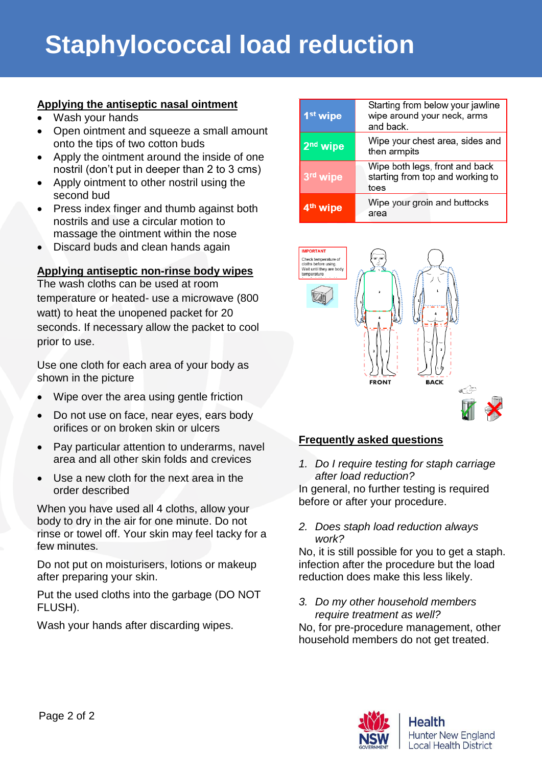# Staphylococcal load reduction

**Applying the antiseptic nasal ointment**

- Wash your hands
- Open ointment and squeeze a small amount onto the tips of two cotton buds
- Apply the ointment around the inside of one nostril (don't put in deeper than 2 to 3 cms)
- Apply ointment to other nostril using the second bud
- Press index finger and thumb against both nostrils and use a circular motion to massage the ointment within the nose
- Discard buds and clean hands again

**Applying antiseptic non-rinse body wipes**

The wash cloths can be used at room temperature or heated- use a microwave (800 watt) to heat the unopened packet for 20 seconds. If necessary allow the packet to cool prior to use.

Use one cloth for each area of your body as shown in the picture

- Wipe over the area using gentle friction
- Do not use on face, near eyes, ears body orifices or on broken skin or ulcers
- Pay particular attention to underarms, navel area and all other skin folds and crevices
- Use a new cloth for the next area in the order described

When you have used all 4 cloths, allow your body to dry in the air for one minute. Do not rinse or towel off. Your skin may feel tacky for a few minutes.

Do not put on moisturisers, lotions or makeup after preparing your skin.

Put the used cloths into the garbage (DO NOT FLUSH).

Wash your hands after discarding wipes.

| | |
|---|---|
| **1st wipe** | Starting from below your jawline wipe around your neck, arms and back. |
| **2nd wipe** | Wipe your chest area, sides and then armpits |
| **3rd wipe** | Wipe both legs, front and back starting from top and working to toes |
| **4th wipe** | Wipe your groin and buttocks area |

IMPORTANT

Check temperature of cloths before using. Wait until they are body temperature

FRONT

BACK

**Frequently asked questions**

1. *Do I require testing for staph carriage after load reduction?*

In general, no further testing is required before or after your procedure.

2. *Does staph load reduction always work?*

No, it is still possible for you to get a staph. infection after the procedure but the load reduction does make this less likely.

3. *Do my other household members require treatment as well?*

No, for pre-procedure management, other household members do not get treated.

NSW GOVERNMENT | Health Hunter New England Local Health District